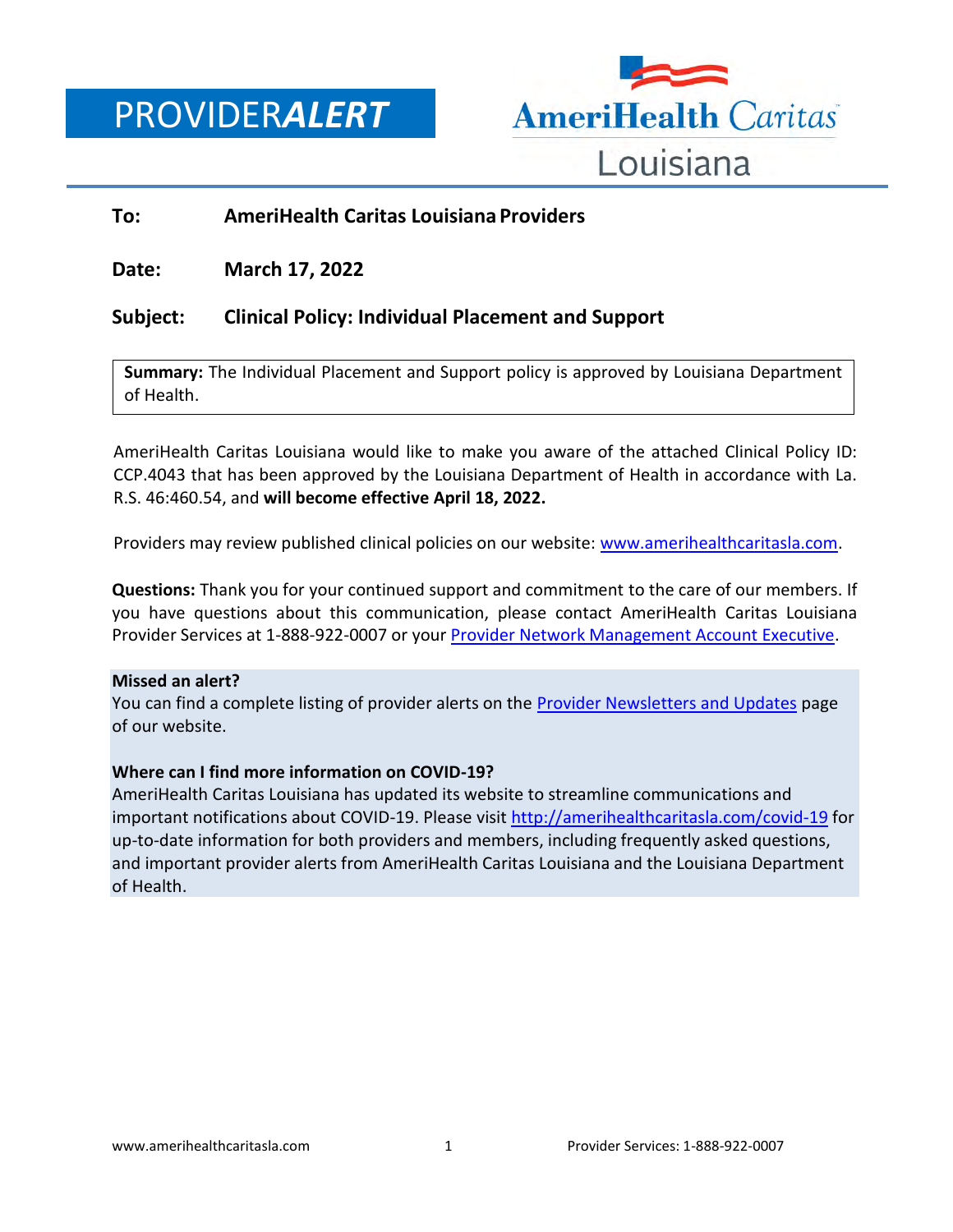# PROVIDER*ALERT*

AmeriHealth Caritas Louisiana

**To:** **AmeriHealth Caritas Louisiana Providers**

**Date:** **March 17, 2022**

**Subject:** **Clinical Policy: Individual Placement and Support**

**Summary:** The Individual Placement and Support policy is approved by Louisiana Department of Health.

AmeriHealth Caritas Louisiana would like to make you aware of the attached Clinical Policy ID: CCP.4043 that has been approved by the Louisiana Department of Health in accordance with La. R.S. 46:460.54, and **will become effective April 18, 2022.**

Providers may review published clinical policies on our website: [www.amerihealthcaritasla.com](www.amerihealthcaritasla.com).

**Questions:** Thank you for your continued support and commitment to the care of our members. If you have questions about this communication, please contact AmeriHealth Caritas Louisiana Provider Services at 1-888-922-0007 or your Provider Network Management Account Executive.

**Missed an alert?**
You can find a complete listing of provider alerts on the Provider Newsletters and Updates page of our website.

**Where can I find more information on COVID-19?**
AmeriHealth Caritas Louisiana has updated its website to streamline communications and important notifications about COVID-19. Please visit [http://amerihealthcaritasla.com/covid-19](http://amerihealthcaritasla.com/covid-19) for up-to-date information for both providers and members, including frequently asked questions, and important provider alerts from AmeriHealth Caritas Louisiana and the Louisiana Department of Health.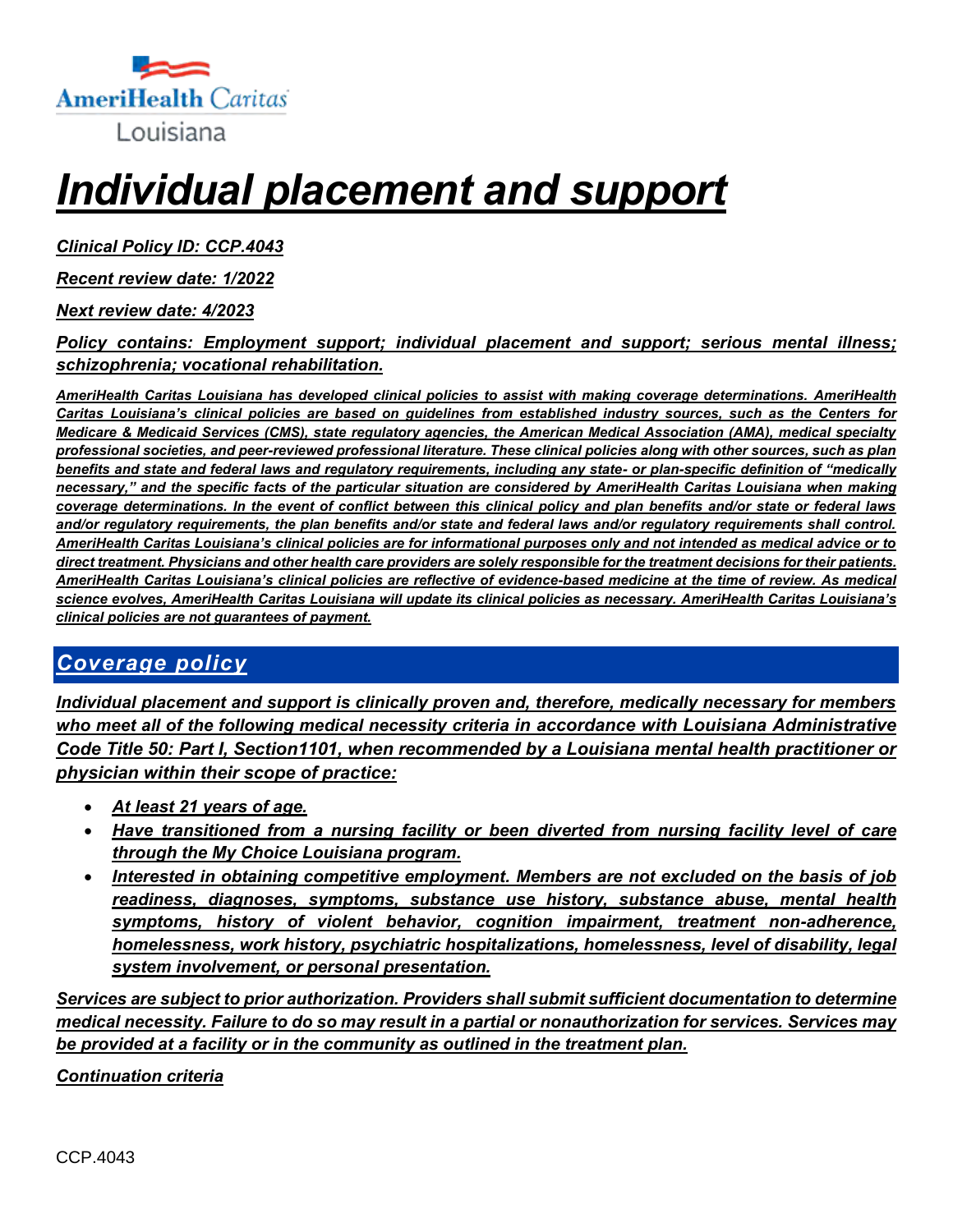# Individual placement and support

***Clinical Policy ID: CCP.4043***

***Recent review date: 1/2022***

***Next review date: 4/2023***

***Policy contains: Employment support; individual placement and support; serious mental illness; schizophrenia; vocational rehabilitation.***

*AmeriHealth Caritas Louisiana has developed clinical policies to assist with making coverage determinations. AmeriHealth Caritas Louisiana's clinical policies are based on guidelines from established industry sources, such as the Centers for Medicare & Medicaid Services (CMS), state regulatory agencies, the American Medical Association (AMA), medical specialty professional societies, and peer-reviewed professional literature. These clinical policies along with other sources, such as plan benefits and state and federal laws and regulatory requirements, including any state- or plan-specific definition of "medically necessary," and the specific facts of the particular situation are considered by AmeriHealth Caritas Louisiana when making coverage determinations. In the event of conflict between this clinical policy and plan benefits and/or state or federal laws and/or regulatory requirements, the plan benefits and/or state and federal laws and/or regulatory requirements shall control. AmeriHealth Caritas Louisiana's clinical policies are for informational purposes only and not intended as medical advice or to direct treatment. Physicians and other health care providers are solely responsible for the treatment decisions for their patients. AmeriHealth Caritas Louisiana's clinical policies are reflective of evidence-based medicine at the time of review. As medical science evolves, AmeriHealth Caritas Louisiana will update its clinical policies as necessary. AmeriHealth Caritas Louisiana's clinical policies are not guarantees of payment.*

## Coverage policy

*Individual placement and support is clinically proven and, therefore, medically necessary for members who meet all of the following medical necessity criteria in accordance with Louisiana Administrative Code Title 50: Part I, Section1101, when recommended by a Louisiana mental health practitioner or physician within their scope of practice:*

- *At least 21 years of age.*
- *Have transitioned from a nursing facility or been diverted from nursing facility level of care through the My Choice Louisiana program.*
- *Interested in obtaining competitive employment. Members are not excluded on the basis of job readiness, diagnoses, symptoms, substance use history, substance abuse, mental health symptoms, history of violent behavior, cognition impairment, treatment non-adherence, homelessness, work history, psychiatric hospitalizations, homelessness, level of disability, legal system involvement, or personal presentation.*

*Services are subject to prior authorization. Providers shall submit sufficient documentation to determine medical necessity. Failure to do so may result in a partial or nonauthorization for services. Services may be provided at a facility or in the community as outlined in the treatment plan.*

*Continuation criteria*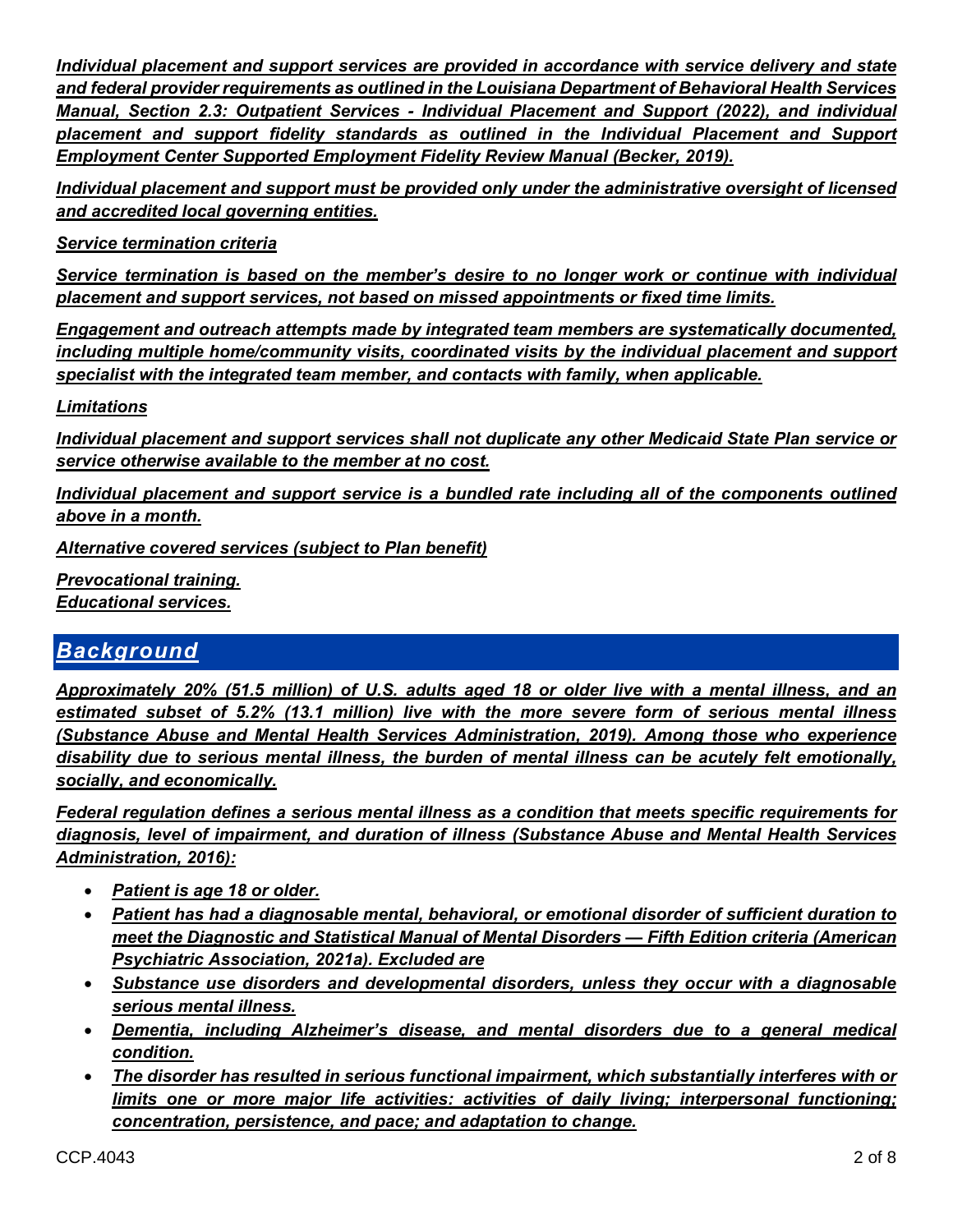*Individual placement and support services are provided in accordance with service delivery and state and federal provider requirements as outlined in the Louisiana Department of Behavioral Health Services Manual, Section 2.3: Outpatient Services - Individual Placement and Support (2022), and individual placement and support fidelity standards as outlined in the Individual Placement and Support Employment Center Supported Employment Fidelity Review Manual (Becker, 2019).*

*Individual placement and support must be provided only under the administrative oversight of licensed and accredited local governing entities.*

*Service termination criteria*

*Service termination is based on the member's desire to no longer work or continue with individual placement and support services, not based on missed appointments or fixed time limits.*

*Engagement and outreach attempts made by integrated team members are systematically documented, including multiple home/community visits, coordinated visits by the individual placement and support specialist with the integrated team member, and contacts with family, when applicable.*

*Limitations*

*Individual placement and support services shall not duplicate any other Medicaid State Plan service or service otherwise available to the member at no cost.*

*Individual placement and support service is a bundled rate including all of the components outlined above in a month.*

*Alternative covered services (subject to Plan benefit)*

*Prevocational training.*
*Educational services.*

## *Background*

*Approximately 20% (51.5 million) of U.S. adults aged 18 or older live with a mental illness, and an estimated subset of 5.2% (13.1 million) live with the more severe form of serious mental illness (Substance Abuse and Mental Health Services Administration, 2019). Among those who experience disability due to serious mental illness, the burden of mental illness can be acutely felt emotionally, socially, and economically.*

*Federal regulation defines a serious mental illness as a condition that meets specific requirements for diagnosis, level of impairment, and duration of illness (Substance Abuse and Mental Health Services Administration, 2016):*

- *Patient is age 18 or older.*
- *Patient has had a diagnosable mental, behavioral, or emotional disorder of sufficient duration to meet the Diagnostic and Statistical Manual of Mental Disorders — Fifth Edition criteria (American Psychiatric Association, 2021a). Excluded are*
- *Substance use disorders and developmental disorders, unless they occur with a diagnosable serious mental illness.*
- *Dementia, including Alzheimer's disease, and mental disorders due to a general medical condition.*
- *The disorder has resulted in serious functional impairment, which substantially interferes with or limits one or more major life activities: activities of daily living; interpersonal functioning; concentration, persistence, and pace; and adaptation to change.*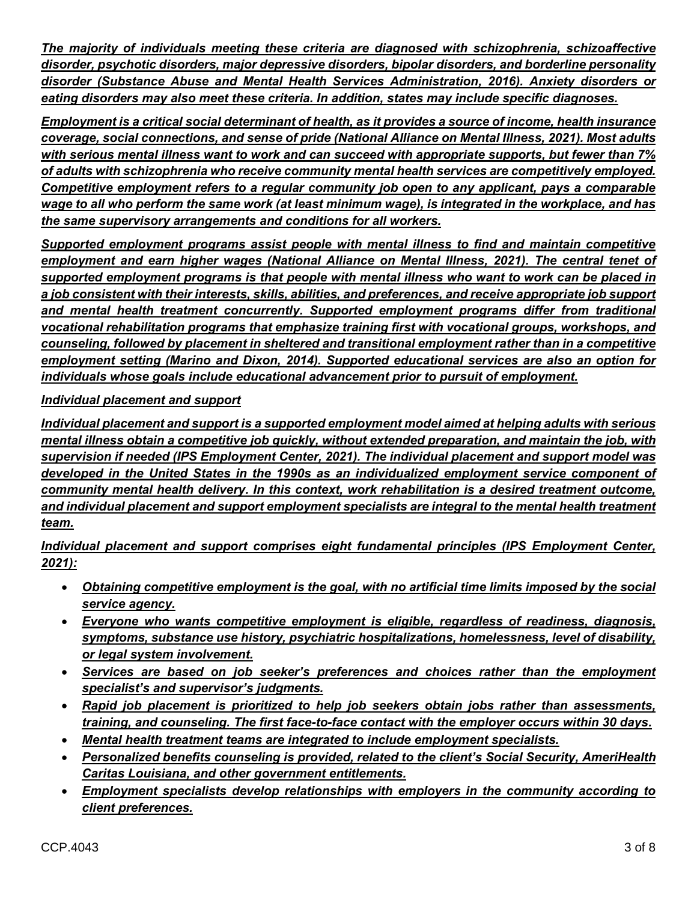***The majority of individuals meeting these criteria are diagnosed with schizophrenia, schizoaffective disorder, psychotic disorders, major depressive disorders, bipolar disorders, and borderline personality disorder (Substance Abuse and Mental Health Services Administration, 2016). Anxiety disorders or eating disorders may also meet these criteria. In addition, states may include specific diagnoses.***

***Employment is a critical social determinant of health, as it provides a source of income, health insurance coverage, social connections, and sense of pride (National Alliance on Mental Illness, 2021). Most adults with serious mental illness want to work and can succeed with appropriate supports, but fewer than 7% of adults with schizophrenia who receive community mental health services are competitively employed. Competitive employment refers to a regular community job open to any applicant, pays a comparable wage to all who perform the same work (at least minimum wage), is integrated in the workplace, and has the same supervisory arrangements and conditions for all workers.***

***Supported employment programs assist people with mental illness to find and maintain competitive employment and earn higher wages (National Alliance on Mental Illness, 2021). The central tenet of supported employment programs is that people with mental illness who want to work can be placed in a job consistent with their interests, skills, abilities, and preferences, and receive appropriate job support and mental health treatment concurrently. Supported employment programs differ from traditional vocational rehabilitation programs that emphasize training first with vocational groups, workshops, and counseling, followed by placement in sheltered and transitional employment rather than in a competitive employment setting (Marino and Dixon, 2014). Supported educational services are also an option for individuals whose goals include educational advancement prior to pursuit of employment.***

***Individual placement and support***

***Individual placement and support is a supported employment model aimed at helping adults with serious mental illness obtain a competitive job quickly, without extended preparation, and maintain the job, with supervision if needed (IPS Employment Center, 2021). The individual placement and support model was developed in the United States in the 1990s as an individualized employment service component of community mental health delivery. In this context, work rehabilitation is a desired treatment outcome, and individual placement and support employment specialists are integral to the mental health treatment team.***

***Individual placement and support comprises eight fundamental principles (IPS Employment Center, 2021):***

- ***Obtaining competitive employment is the goal, with no artificial time limits imposed by the social service agency.***
- ***Everyone who wants competitive employment is eligible, regardless of readiness, diagnosis, symptoms, substance use history, psychiatric hospitalizations, homelessness, level of disability, or legal system involvement.***
- ***Services are based on job seeker's preferences and choices rather than the employment specialist's and supervisor's judgments.***
- ***Rapid job placement is prioritized to help job seekers obtain jobs rather than assessments, training, and counseling. The first face-to-face contact with the employer occurs within 30 days.***
- ***Mental health treatment teams are integrated to include employment specialists.***
- ***Personalized benefits counseling is provided, related to the client's Social Security, AmeriHealth Caritas Louisiana, and other government entitlements.***
- ***Employment specialists develop relationships with employers in the community according to client preferences.***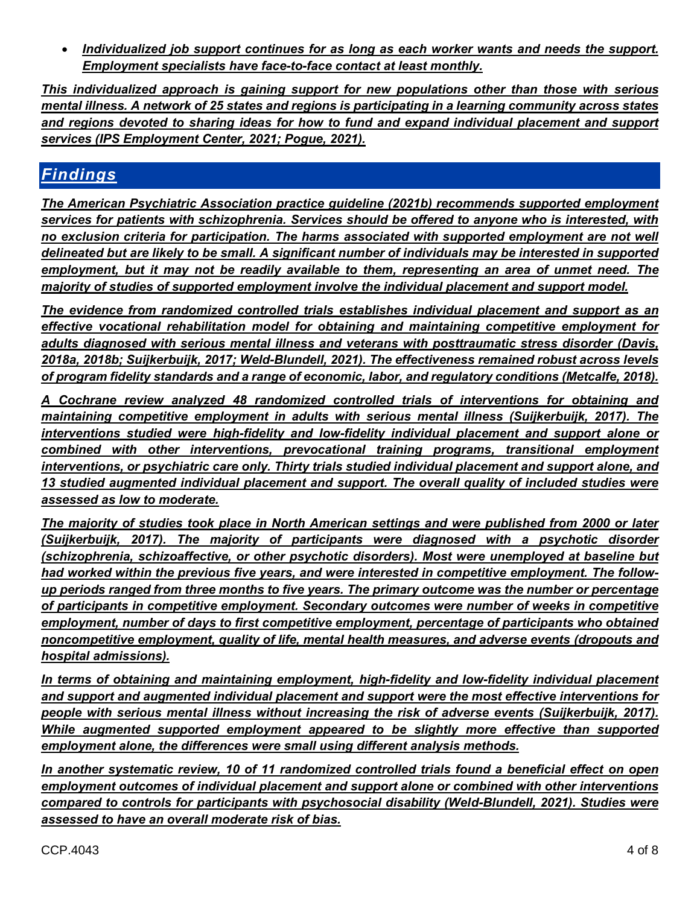- ***Individualized job support continues for as long as each worker wants and needs the support. Employment specialists have face-to-face contact at least monthly.***

***This individualized approach is gaining support for new populations other than those with serious mental illness. A network of 25 states and regions is participating in a learning community across states and regions devoted to sharing ideas for how to fund and expand individual placement and support services (IPS Employment Center, 2021; Pogue, 2021).***

## *Findings*

***The American Psychiatric Association practice guideline (2021b) recommends supported employment services for patients with schizophrenia. Services should be offered to anyone who is interested, with no exclusion criteria for participation. The harms associated with supported employment are not well delineated but are likely to be small. A significant number of individuals may be interested in supported employment, but it may not be readily available to them, representing an area of unmet need. The majority of studies of supported employment involve the individual placement and support model.***

***The evidence from randomized controlled trials establishes individual placement and support as an effective vocational rehabilitation model for obtaining and maintaining competitive employment for adults diagnosed with serious mental illness and veterans with posttraumatic stress disorder (Davis, 2018a, 2018b; Suijkerbuijk, 2017; Weld-Blundell, 2021). The effectiveness remained robust across levels of program fidelity standards and a range of economic, labor, and regulatory conditions (Metcalfe, 2018).***

***A Cochrane review analyzed 48 randomized controlled trials of interventions for obtaining and maintaining competitive employment in adults with serious mental illness (Suijkerbuijk, 2017). The interventions studied were high-fidelity and low-fidelity individual placement and support alone or combined with other interventions, prevocational training programs, transitional employment interventions, or psychiatric care only. Thirty trials studied individual placement and support alone, and 13 studied augmented individual placement and support. The overall quality of included studies were assessed as low to moderate.***

***The majority of studies took place in North American settings and were published from 2000 or later (Suijkerbuijk, 2017). The majority of participants were diagnosed with a psychotic disorder (schizophrenia, schizoaffective, or other psychotic disorders). Most were unemployed at baseline but had worked within the previous five years, and were interested in competitive employment. The follow-up periods ranged from three months to five years. The primary outcome was the number or percentage of participants in competitive employment. Secondary outcomes were number of weeks in competitive employment, number of days to first competitive employment, percentage of participants who obtained noncompetitive employment, quality of life, mental health measures, and adverse events (dropouts and hospital admissions).***

***In terms of obtaining and maintaining employment, high-fidelity and low-fidelity individual placement and support and augmented individual placement and support were the most effective interventions for people with serious mental illness without increasing the risk of adverse events (Suijkerbuijk, 2017). While augmented supported employment appeared to be slightly more effective than supported employment alone, the differences were small using different analysis methods.***

***In another systematic review, 10 of 11 randomized controlled trials found a beneficial effect on open employment outcomes of individual placement and support alone or combined with other interventions compared to controls for participants with psychosocial disability (Weld-Blundell, 2021). Studies were assessed to have an overall moderate risk of bias.***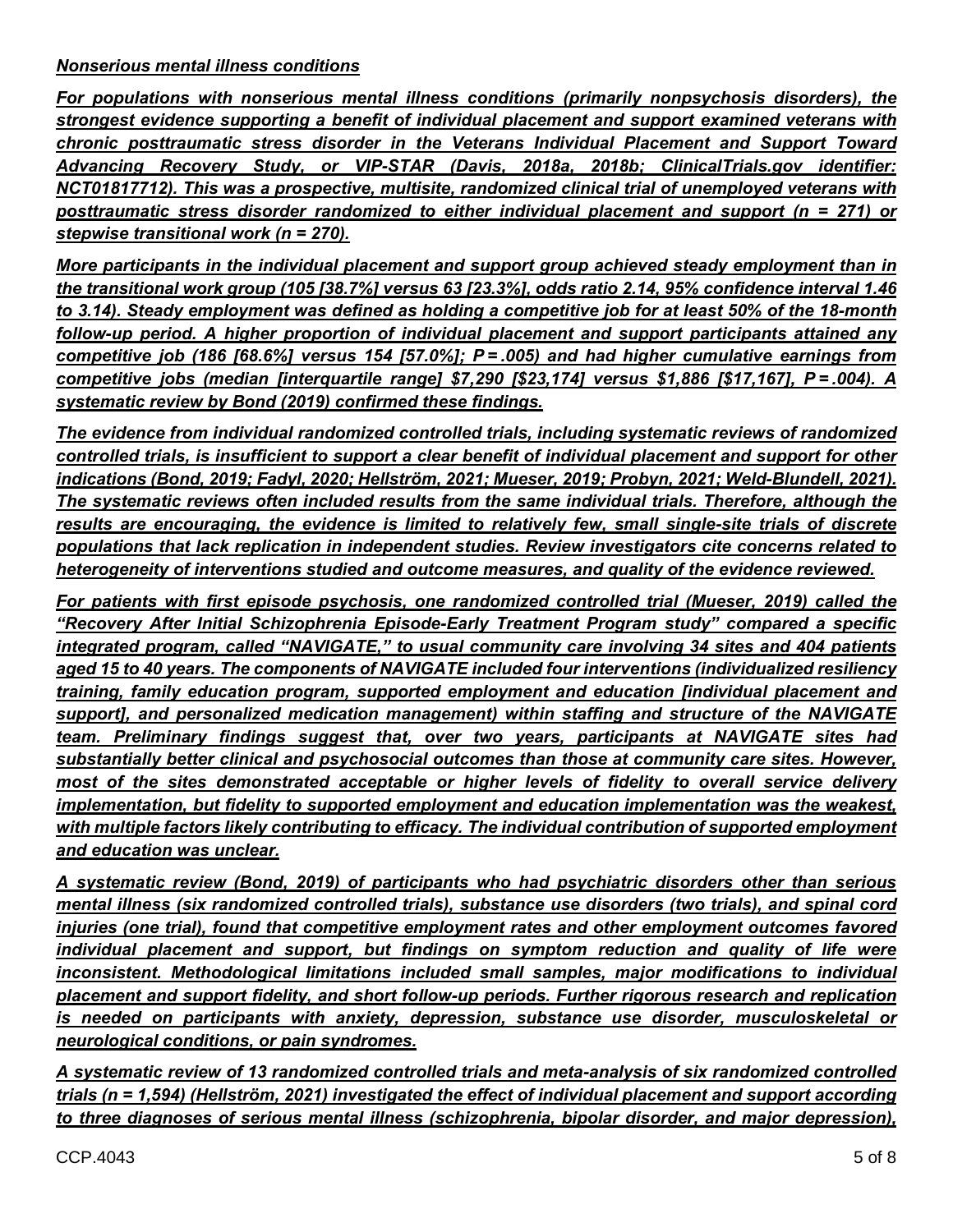***Nonserious mental illness conditions***

***For populations with nonserious mental illness conditions (primarily nonpsychosis disorders), the strongest evidence supporting a benefit of individual placement and support examined veterans with chronic posttraumatic stress disorder in the Veterans Individual Placement and Support Toward Advancing Recovery Study, or VIP-STAR (Davis, 2018a, 2018b; ClinicalTrials.gov identifier: NCT01817712). This was a prospective, multisite, randomized clinical trial of unemployed veterans with posttraumatic stress disorder randomized to either individual placement and support (n = 271) or stepwise transitional work (n = 270).***

***More participants in the individual placement and support group achieved steady employment than in the transitional work group (105 [38.7%] versus 63 [23.3%], odds ratio 2.14, 95% confidence interval 1.46 to 3.14). Steady employment was defined as holding a competitive job for at least 50% of the 18-month follow-up period. A higher proportion of individual placement and support participants attained any competitive job (186 [68.6%] versus 154 [57.0%]; P = .005) and had higher cumulative earnings from competitive jobs (median [interquartile range] $7,290 [$23,174] versus $1,886 [$17,167], P = .004). A systematic review by Bond (2019) confirmed these findings.***

***The evidence from individual randomized controlled trials, including systematic reviews of randomized controlled trials, is insufficient to support a clear benefit of individual placement and support for other indications (Bond, 2019; Fadyl, 2020; Hellström, 2021; Mueser, 2019; Probyn, 2021; Weld-Blundell, 2021). The systematic reviews often included results from the same individual trials. Therefore, although the results are encouraging, the evidence is limited to relatively few, small single-site trials of discrete populations that lack replication in independent studies. Review investigators cite concerns related to heterogeneity of interventions studied and outcome measures, and quality of the evidence reviewed.***

***For patients with first episode psychosis, one randomized controlled trial (Mueser, 2019) called the "Recovery After Initial Schizophrenia Episode-Early Treatment Program study" compared a specific integrated program, called "NAVIGATE," to usual community care involving 34 sites and 404 patients aged 15 to 40 years. The components of NAVIGATE included four interventions (individualized resiliency training, family education program, supported employment and education [individual placement and support], and personalized medication management) within staffing and structure of the NAVIGATE team. Preliminary findings suggest that, over two years, participants at NAVIGATE sites had substantially better clinical and psychosocial outcomes than those at community care sites. However, most of the sites demonstrated acceptable or higher levels of fidelity to overall service delivery implementation, but fidelity to supported employment and education implementation was the weakest, with multiple factors likely contributing to efficacy. The individual contribution of supported employment and education was unclear.***

***A systematic review (Bond, 2019) of participants who had psychiatric disorders other than serious mental illness (six randomized controlled trials), substance use disorders (two trials), and spinal cord injuries (one trial), found that competitive employment rates and other employment outcomes favored individual placement and support, but findings on symptom reduction and quality of life were inconsistent. Methodological limitations included small samples, major modifications to individual placement and support fidelity, and short follow-up periods. Further rigorous research and replication is needed on participants with anxiety, depression, substance use disorder, musculoskeletal or neurological conditions, or pain syndromes.***

***A systematic review of 13 randomized controlled trials and meta-analysis of six randomized controlled trials (n = 1,594) (Hellström, 2021) investigated the effect of individual placement and support according to three diagnoses of serious mental illness (schizophrenia, bipolar disorder, and major depression),***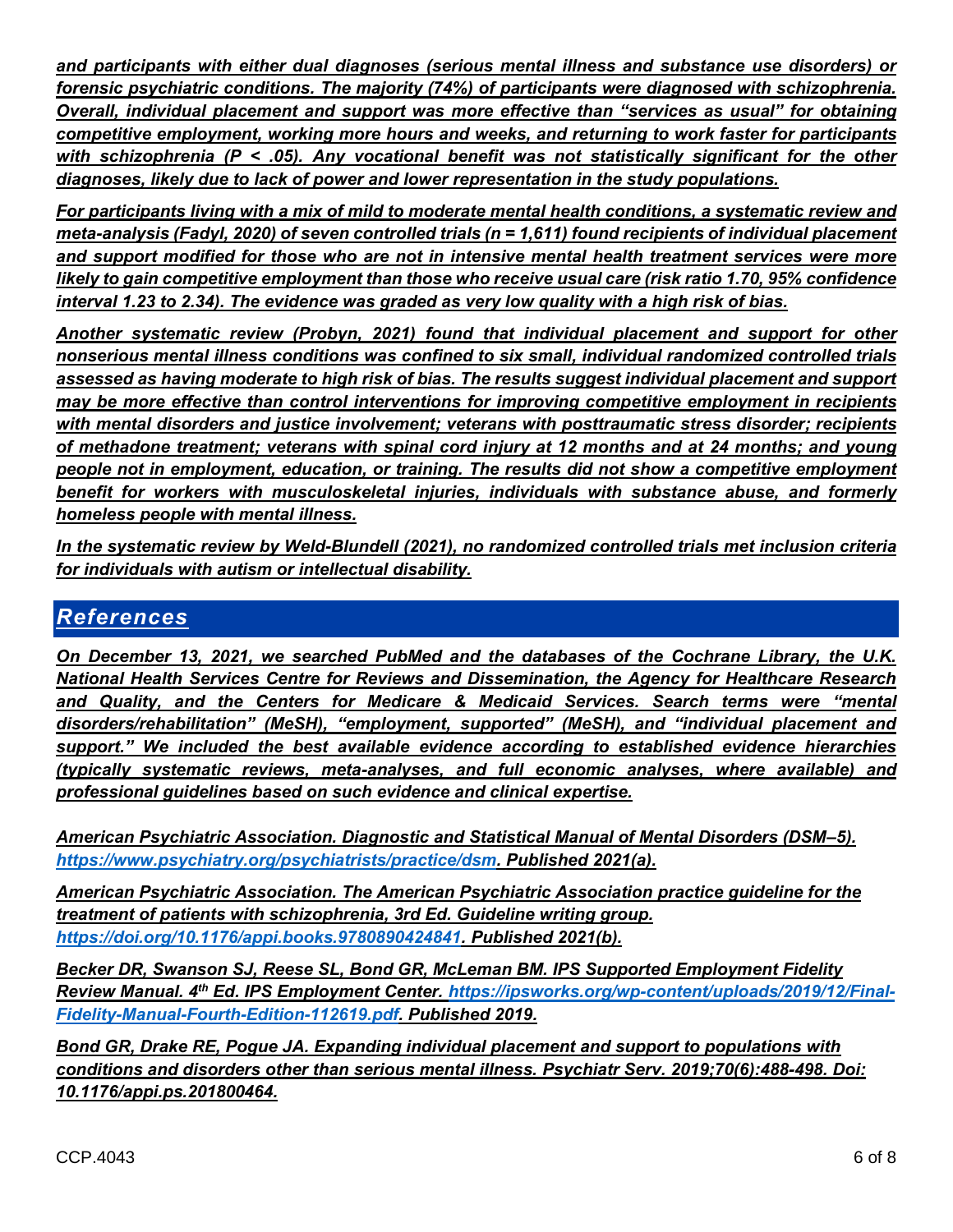*and participants with either dual diagnoses (serious mental illness and substance use disorders) or forensic psychiatric conditions. The majority (74%) of participants were diagnosed with schizophrenia. Overall, individual placement and support was more effective than "services as usual" for obtaining competitive employment, working more hours and weeks, and returning to work faster for participants with schizophrenia ($P < .05$). Any vocational benefit was not statistically significant for the other diagnoses, likely due to lack of power and lower representation in the study populations.*

*For participants living with a mix of mild to moderate mental health conditions, a systematic review and meta-analysis (Fadyl, 2020) of seven controlled trials (n = 1,611) found recipients of individual placement and support modified for those who are not in intensive mental health treatment services were more likely to gain competitive employment than those who receive usual care (risk ratio 1.70, 95% confidence interval 1.23 to 2.34). The evidence was graded as very low quality with a high risk of bias.*

*Another systematic review (Probyn, 2021) found that individual placement and support for other nonserious mental illness conditions was confined to six small, individual randomized controlled trials assessed as having moderate to high risk of bias. The results suggest individual placement and support may be more effective than control interventions for improving competitive employment in recipients with mental disorders and justice involvement; veterans with posttraumatic stress disorder; recipients of methadone treatment; veterans with spinal cord injury at 12 months and at 24 months; and young people not in employment, education, or training. The results did not show a competitive employment benefit for workers with musculoskeletal injuries, individuals with substance abuse, and formerly homeless people with mental illness.*

*In the systematic review by Weld-Blundell (2021), no randomized controlled trials met inclusion criteria for individuals with autism or intellectual disability.*

## *References*

*On December 13, 2021, we searched PubMed and the databases of the Cochrane Library, the U.K. National Health Services Centre for Reviews and Dissemination, the Agency for Healthcare Research and Quality, and the Centers for Medicare & Medicaid Services. Search terms were "mental disorders/rehabilitation" (MeSH), "employment, supported" (MeSH), and "individual placement and support." We included the best available evidence according to established evidence hierarchies (typically systematic reviews, meta-analyses, and full economic analyses, where available) and professional guidelines based on such evidence and clinical expertise.*

*American Psychiatric Association. Diagnostic and Statistical Manual of Mental Disorders (DSM–5). https://www.psychiatry.org/psychiatrists/practice/dsm. Published 2021(a).*

*American Psychiatric Association. The American Psychiatric Association practice guideline for the treatment of patients with schizophrenia, 3rd Ed. Guideline writing group. https://doi.org/10.1176/appi.books.9780890424841. Published 2021(b).*

*Becker DR, Swanson SJ, Reese SL, Bond GR, McLeman BM. IPS Supported Employment Fidelity Review Manual. 4th Ed. IPS Employment Center. https://ipsworks.org/wp-content/uploads/2019/12/Final-Fidelity-Manual-Fourth-Edition-112619.pdf. Published 2019.*

*Bond GR, Drake RE, Pogue JA. Expanding individual placement and support to populations with conditions and disorders other than serious mental illness. Psychiatr Serv. 2019;70(6):488-498. Doi: 10.1176/appi.ps.201800464.*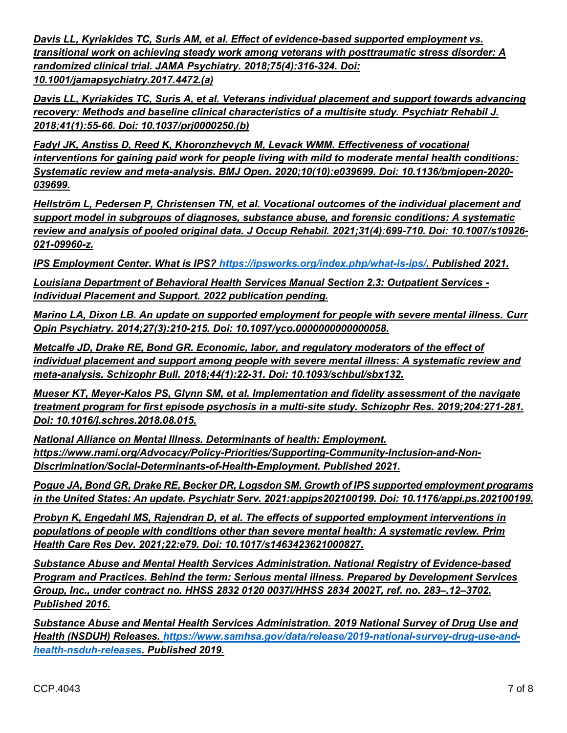*Davis LL, Kyriakides TC, Suris AM, et al. Effect of evidence-based supported employment vs. transitional work on achieving steady work among veterans with posttraumatic stress disorder: A randomized clinical trial. JAMA Psychiatry. 2018;75(4):316-324. Doi: 10.1001/jamapsychiatry.2017.4472.(a)*

*Davis LL, Kyriakides TC, Suris A, et al. Veterans individual placement and support towards advancing recovery: Methods and baseline clinical characteristics of a multisite study. Psychiatr Rehabil J. 2018;41(1):55-66. Doi: 10.1037/prj0000250.(b)*

*Fadyl JK, Anstiss D, Reed K, Khoronzhevych M, Levack WMM. Effectiveness of vocational interventions for gaining paid work for people living with mild to moderate mental health conditions: Systematic review and meta-analysis. BMJ Open. 2020;10(10):e039699. Doi: 10.1136/bmjopen-2020-039699.*

*Hellström L, Pedersen P, Christensen TN, et al. Vocational outcomes of the individual placement and support model in subgroups of diagnoses, substance abuse, and forensic conditions: A systematic review and analysis of pooled original data. J Occup Rehabil. 2021;31(4):699-710. Doi: 10.1007/s10926-021-09960-z.*

*IPS Employment Center. What is IPS? https://ipsworks.org/index.php/what-is-ips/. Published 2021.*

*Louisiana Department of Behavioral Health Services Manual Section 2.3: Outpatient Services - Individual Placement and Support. 2022 publication pending.*

*Marino LA, Dixon LB. An update on supported employment for people with severe mental illness. Curr Opin Psychiatry. 2014;27(3):210-215. Doi: 10.1097/yco.0000000000000058.*

*Metcalfe JD, Drake RE, Bond GR. Economic, labor, and regulatory moderators of the effect of individual placement and support among people with severe mental illness: A systematic review and meta-analysis. Schizophr Bull. 2018;44(1):22-31. Doi: 10.1093/schbul/sbx132.*

*Mueser KT, Meyer-Kalos PS, Glynn SM, et al. Implementation and fidelity assessment of the navigate treatment program for first episode psychosis in a multi-site study. Schizophr Res. 2019;204:271-281. Doi: 10.1016/j.schres.2018.08.015.*

*National Alliance on Mental Illness. Determinants of health: Employment. https://www.nami.org/Advocacy/Policy-Priorities/Supporting-Community-Inclusion-and-Non-Discrimination/Social-Determinants-of-Health-Employment. Published 2021.*

*Pogue JA, Bond GR, Drake RE, Becker DR, Logsdon SM. Growth of IPS supported employment programs in the United States: An update. Psychiatr Serv. 2021:appips202100199. Doi: 10.1176/appi.ps.202100199.*

*Probyn K, Engedahl MS, Rajendran D, et al. The effects of supported employment interventions in populations of people with conditions other than severe mental health: A systematic review. Prim Health Care Res Dev. 2021;22:e79. Doi: 10.1017/s1463423621000827.*

*Substance Abuse and Mental Health Services Administration. National Registry of Evidence-based Program and Practices. Behind the term: Serious mental illness. Prepared by Development Services Group, Inc., under contract no. HHSS 2832 0120 0037i/HHSS 2834 2002T, ref. no. 283–.12–3702. Published 2016.*

*Substance Abuse and Mental Health Services Administration. 2019 National Survey of Drug Use and Health (NSDUH) Releases. https://www.samhsa.gov/data/release/2019-national-survey-drug-use-and-health-nsduh-releases. Published 2019.*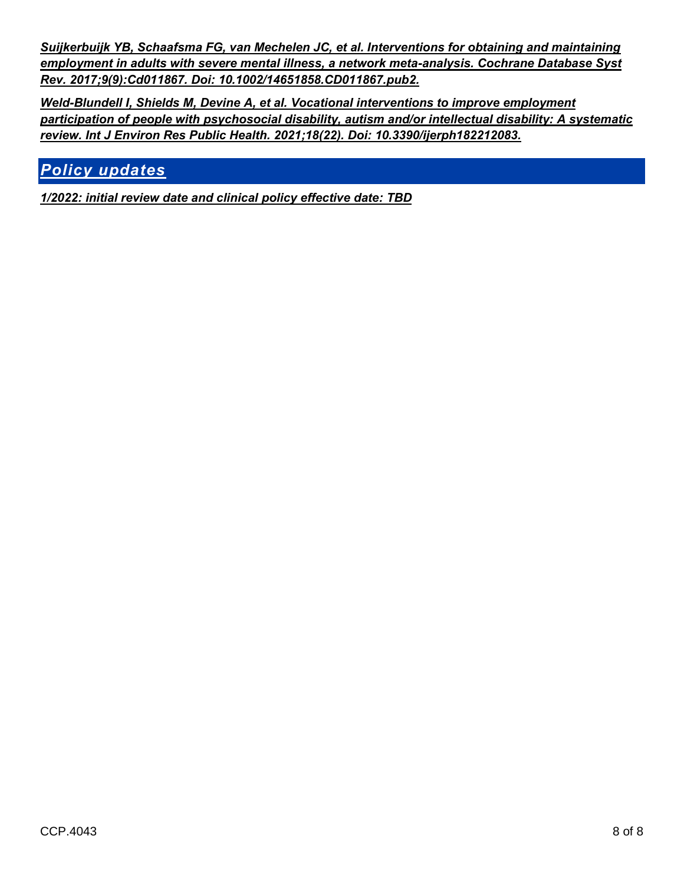*Suijkerbuijk YB, Schaafsma FG, van Mechelen JC, et al. Interventions for obtaining and maintaining employment in adults with severe mental illness, a network meta-analysis. Cochrane Database Syst Rev. 2017;9(9):Cd011867. Doi: 10.1002/14651858.CD011867.pub2.*

*Weld-Blundell I, Shields M, Devine A, et al. Vocational interventions to improve employment participation of people with psychosocial disability, autism and/or intellectual disability: A systematic review. Int J Environ Res Public Health. 2021;18(22). Doi: 10.3390/ijerph182212083.*

## *Policy updates*

*1/2022: initial review date and clinical policy effective date: TBD*